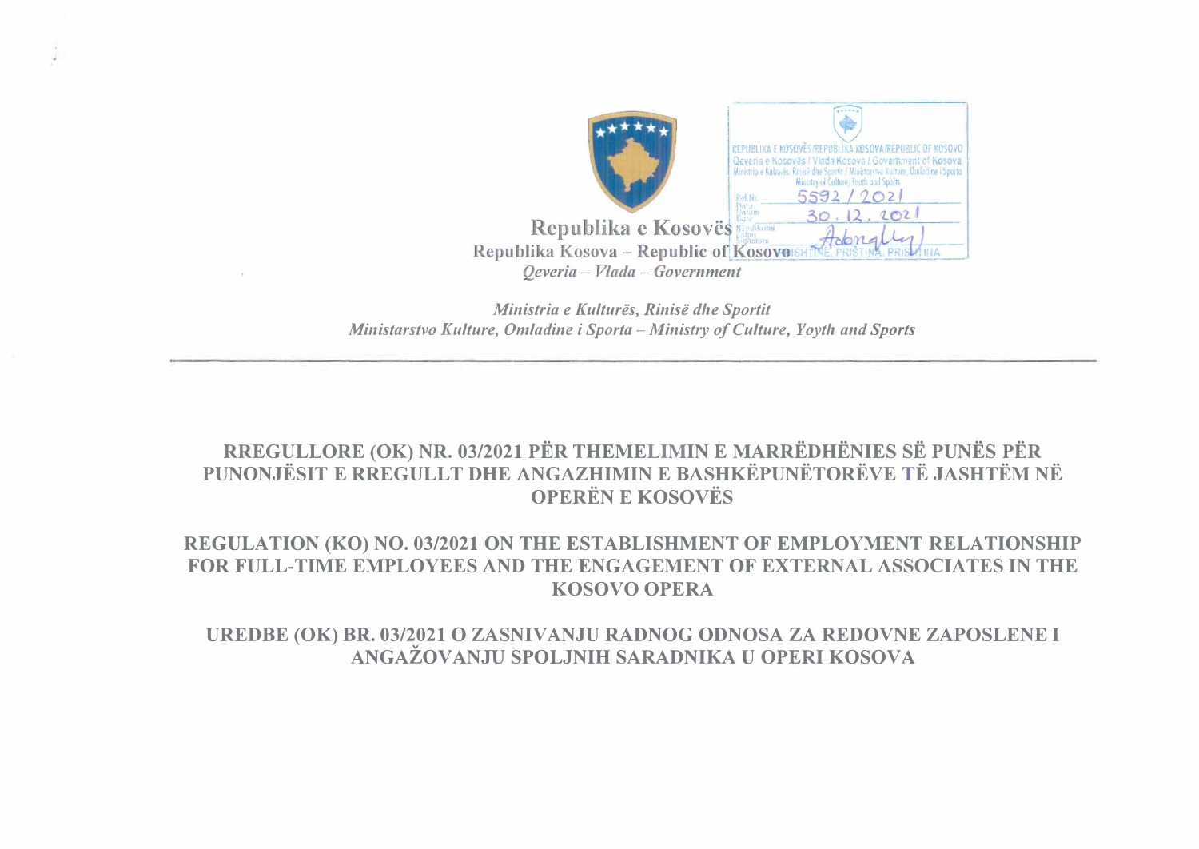Republika e Kosovës
Republika Kosova – Republic of Kosovo
*Qeveria – Vlada – Government*

REPUBLIKA E KOSOVËS/REPUBLIKA KOSOVA/REPUBLIC OF KOSOVO
Qeveria e Kosovës / Vlada Kosova / Government of Kosova
Ministria e Kulturës, Rinisë dhe Sportit / Ministarstvo Kulture, Omladine i Sporta
Ministry of Culture, Youth and Sports
Ref.Nr. 5592 / 2021
Data / Datum / Date 30.12.2021
Nënshkrimi / Potpis / Signature
PRISHTINË, PRIŠTINA, PRISHTINA

*Ministria e Kulturës, Rinisë dhe Sportit*
*Ministarstvo Kulture, Omladine i Sporta – Ministry of Culture, Yoyth and Sports*

---

## RREGULLORE (OK) NR. 03/2021 PËR THEMELIMIN E MARRËDHËNIES SË PUNËS PËR PUNONJËSIT E RREGULLT DHE ANGAZHIMIN E BASHKËPUNËTORËVE TË JASHTËM NË OPERËN E KOSOVËS

## REGULATION (KO) NO. 03/2021 ON THE ESTABLISHMENT OF EMPLOYMENT RELATIONSHIP FOR FULL-TIME EMPLOYEES AND THE ENGAGEMENT OF EXTERNAL ASSOCIATES IN THE KOSOVO OPERA

## UREDBE (OK) BR. 03/2021 O ZASNIVANJU RADNOG ODNOSA ZA REDOVNE ZAPOSLENE I ANGAŽOVANJU SPOLJNIH SARADNIKA U OPERI KOSOVA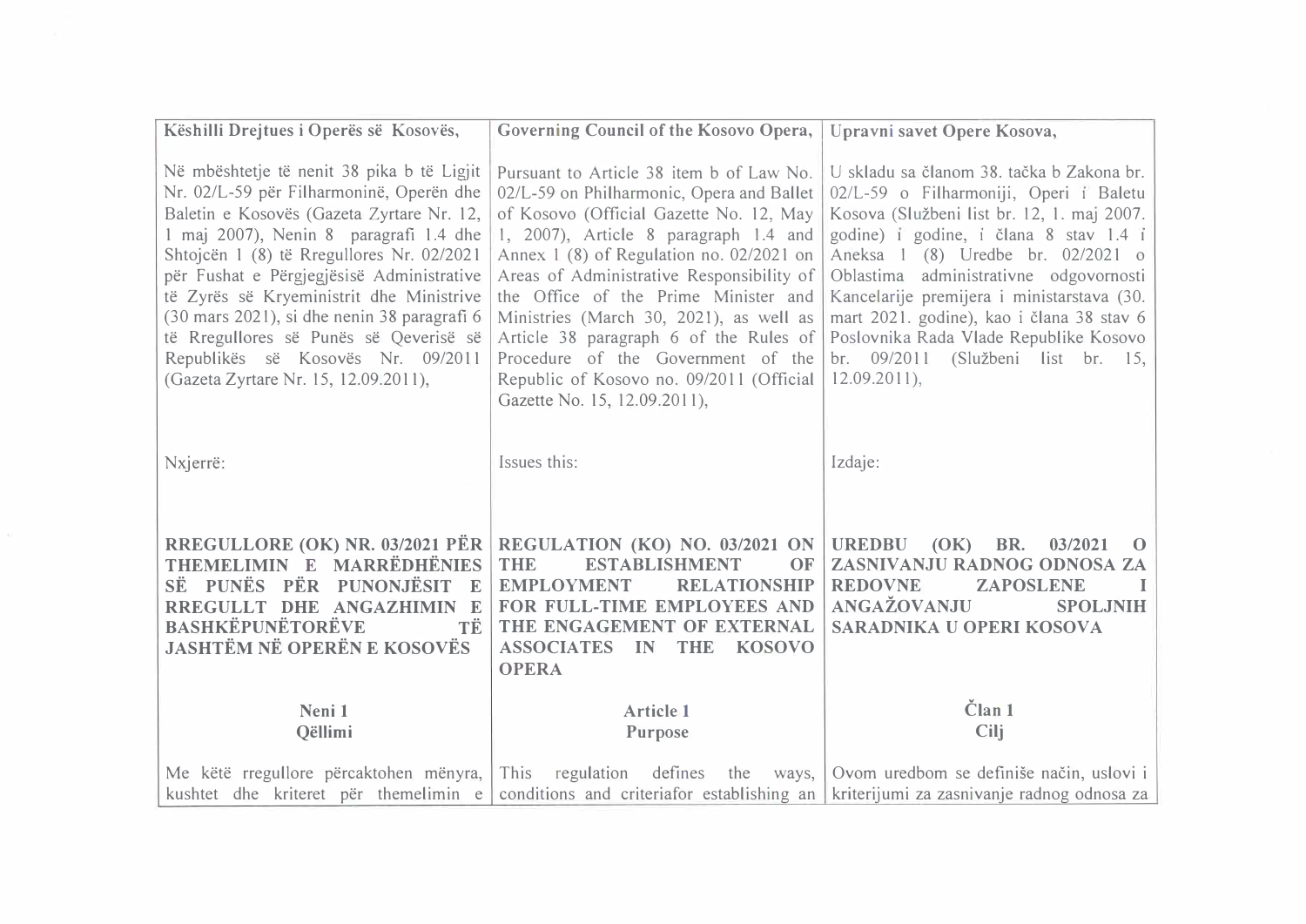| Këshilli Drejtues i Operës së Kosovës, | Governing Council of the Kosovo Opera, | Upravni savet Opere Kosova, |
|---|---|---|
| Në mbështetje të nenit 38 pika b të Ligjit Nr. 02/L-59 për Filharmoninë, Operën dhe Baletin e Kosovës (Gazeta Zyrtare Nr. 12, 1 maj 2007), Nenin 8 paragrafi 1.4 dhe Shtojcën 1 (8) të Rregullores Nr. 02/2021 për Fushat e Përgjegjësisë Administrative të Zyrës së Kryeministrit dhe Ministrive (30 mars 2021), si dhe nenin 38 paragrafi 6 të Rregullores së Punës së Qeverisë së Republikës së Kosovës Nr. 09/2011 (Gazeta Zyrtare Nr. 15, 12.09.2011), | Pursuant to Article 38 item b of Law No. 02/L-59 on Philharmonic, Opera and Ballet of Kosovo (Official Gazette No. 12, May 1, 2007), Article 8 paragraph 1.4 and Annex 1 (8) of Regulation no. 02/2021 on Areas of Administrative Responsibility of the Office of the Prime Minister and Ministries (March 30, 2021), as well as Article 38 paragraph 6 of the Rules of Procedure of the Government of the Republic of Kosovo no. 09/2011 (Official Gazette No. 15, 12.09.2011), | U skladu sa članom 38. tačka b Zakona br. 02/L-59 o Filharmoniji, Operi i Baletu Kosova (Službeni list br. 12, 1. maj 2007. godine) i godine, i člana 8 stav 1.4 i Aneksa 1 (8) Uredbe br. 02/2021 o Oblastima administrativne odgovornosti Kancelarije premijera i ministarstava (30. mart 2021. godine), kao i člana 38 stav 6 Poslovnika Rada Vlade Republike Kosovo br. 09/2011 (Službeni list br. 15, 12.09.2011), |
| Nxjerrë: | Issues this: | Izdaje: |
| **RREGULLORE (OK) NR. 03/2021 PËR THEMELIMIN E MARRËDHËNIES SË PUNËS PËR PUNONJËSIT E RREGULLT DHE ANGAZHIMIN E BASHKËPUNËTORËVE TË JASHTËM NË OPERËN E KOSOVËS** | **REGULATION (KO) NO. 03/2021 ON THE ESTABLISHMENT OF EMPLOYMENT RELATIONSHIP FOR FULL-TIME EMPLOYEES AND THE ENGAGEMENT OF EXTERNAL ASSOCIATES IN THE KOSOVO OPERA** | **UREDBU (OK) BR. 03/2021 O ZASNIVANJU RADNOG ODNOSA ZA REDOVNE ZAPOSLENE I ANGAŽOVANJU SPOLJNIH SARADNIKA U OPERI KOSOVA** |
| **Neni 1**<br>**Qëllimi** | **Article 1**<br>**Purpose** | **Član 1**<br>**Cilj** |
| Me këtë rregullore përcaktohen mënyra, kushtet dhe kriteret për themelimin e | This regulation defines the ways, conditions and criteriafor establishing an | Ovom uredbom se definiše način, uslovi i kriterijumi za zasnivanje radnog odnosa za |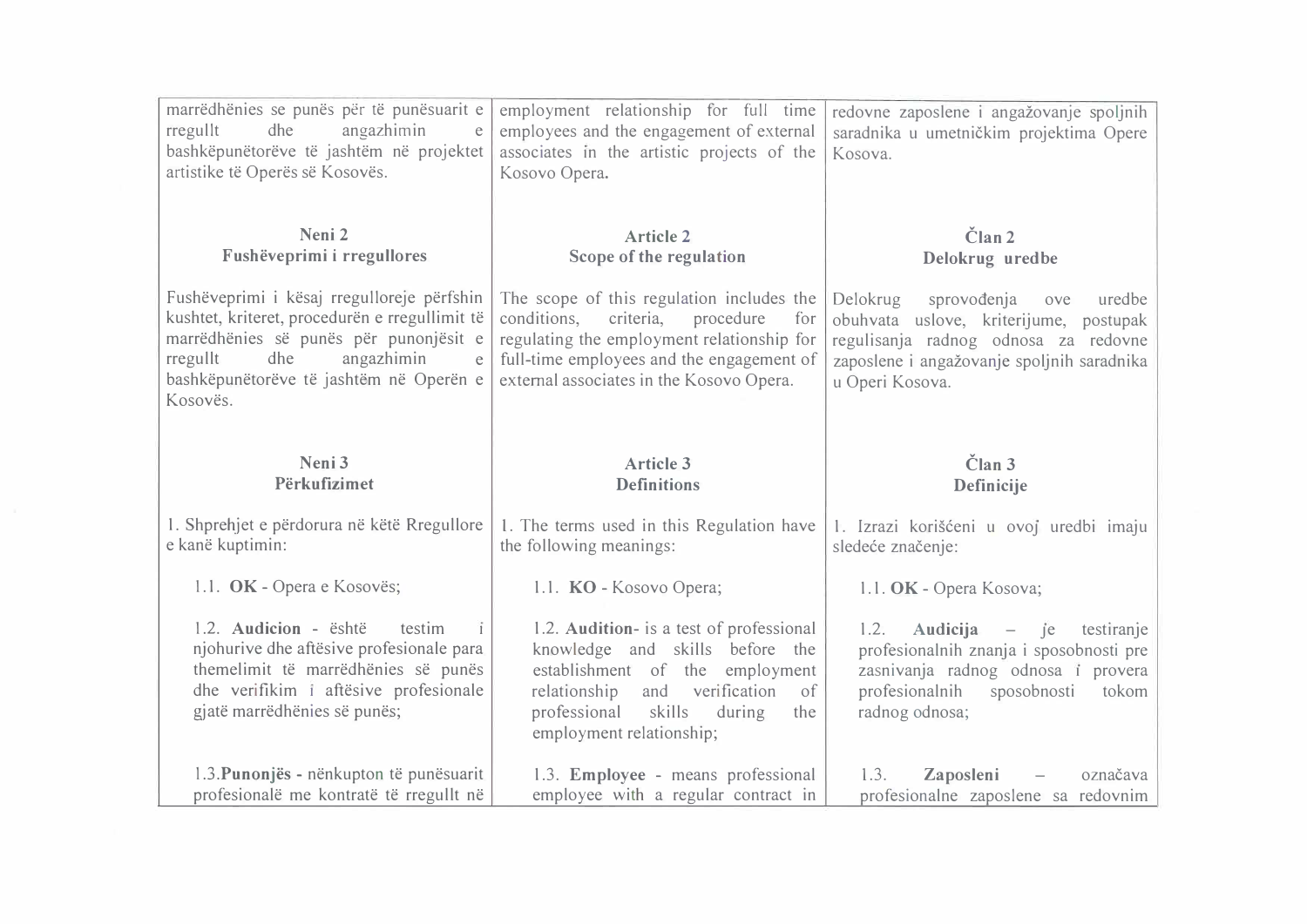| | | |
|---|---|---|
| marrëdhënies se punës për të punësuarit e rregullt dhe angazhimin e bashkëpunëtorëve të jashtëm në projektet artistike të Operës së Kosovës. | employment relationship for full time employees and the engagement of external associates in the artistic projects of the Kosovo Opera. | redovne zaposlene i angažovanje spoljnih saradnika u umetničkim projektima Opere Kosova. |
| **Neni 2**<br>**Fushëveprimi i rregullores**<br><br>Fushëveprimi i kësaj rregulloreje përfshin kushtet, kriteret, procedurën e rregullimit të marrëdhënies së punës për punonjësit e rregullt dhe angazhimin e bashkëpunëtorëve të jashtëm në Operën e Kosovës. | **Article 2**<br>**Scope of the regulation**<br><br>The scope of this regulation includes the conditions, criteria, procedure for regulating the employment relationship for full-time employees and the engagement of external associates in the Kosovo Opera. | **Član 2**<br>**Delokrug uredbe**<br><br>Delokrug sprovođenja ove uredbe obuhvata uslove, kriterijume, postupak regulisanja radnog odnosa za redovne zaposlene i angažovanje spoljnih saradnika u Operi Kosova. |
| **Neni 3**<br>**Përkufizimet**<br><br>1. Shprehjet e përdorura në këtë Rregullore e kanë kuptimin:<br><br>1.1. **OK** - Opera e Kosovës;<br><br>1.2. **Audicion** - është testim i njohurive dhe aftësive profesionale para themelimit të marrëdhënies së punës dhe verifikim i aftësive profesionale gjatë marrëdhënies së punës;<br><br>1.3.**Punonjës** - nënkupton të punësuarit profesionalë me kontratë të rregullt në | **Article 3**<br>**Definitions**<br><br>1. The terms used in this Regulation have the following meanings:<br><br>1.1. **KO** - Kosovo Opera;<br><br>1.2. **Audition**- is a test of professional knowledge and skills before the establishment of the employment relationship and verification of professional skills during the employment relationship;<br><br>1.3. **Employee** - means professional employee with a regular contract in | **Član 3**<br>**Definicije**<br><br>1. Izrazi korišćeni u ovoj uredbi imaju sledeće značenje:<br><br>1.1. **OK** - Opera Kosova;<br><br>1.2. **Audicija** – je testiranje profesionalnih znanja i sposobnosti pre zasnivanja radnog odnosa i provera profesionalnih sposobnosti tokom radnog odnosa;<br><br>1.3. **Zaposleni** – označava profesionalne zaposlene sa redovnim |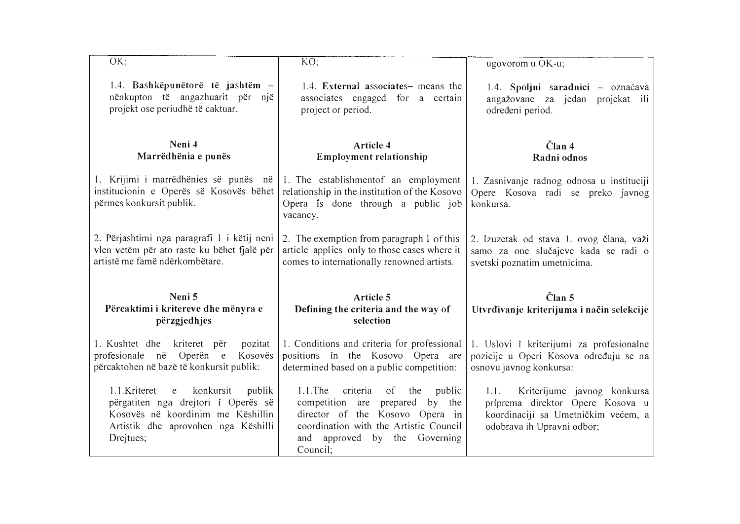| | | |
|---|---|---|
| OK; | KO; | ugovorom u OK-u; |
| 1.4. **Bashkëpunëtorë të jashtëm** – nënkupton të angazhuarit për një projekt ose periudhë të caktuar. | 1.4. **External associates**– means the associates engaged for a certain project or period. | 1.4. **Spoljni saradnici** – označava angažovane za jedan projekat ili određeni period. |
| **Neni 4**<br>**Marrëdhënia e punës** | **Article 4**<br>**Employment relationship** | **Član 4**<br>**Radni odnos** |
| 1. Krijimi i marrëdhënies së punës në institucionin e Operës së Kosovës bëhet përmes konkursit publik. | 1. The establishmentof an employment relationship in the institution of the Kosovo Opera is done through a public job vacancy. | 1. Zasnivanje radnog odnosa u instituciji Opere Kosova radi se preko javnog konkursa. |
| 2. Përjashtimi nga paragrafi 1 i këtij neni vlen vetëm për ato raste ku bëhet fjalë për artistë me famë ndërkombëtare. | 2. The exemption from paragraph 1 of this article applies only to those cases where it comes to internationally renowned artists. | 2. Izuzetak od stava 1. ovog člana, važi samo za one slučajeve kada se radi o svetski poznatim umetnicima. |
| **Neni 5**<br>**Përcaktimi i kritereve dhe mënyra e përzgjedhjes** | **Article 5**<br>**Defining the criteria and the way of selection** | **Član 5**<br>**Utvrđivanje kriterijuma i način selekcije** |
| 1. Kushtet dhe kriteret për pozitat profesionale në Operën e Kosovës përcaktohen në bazë të konkursit publik: | 1. Conditions and criteria for professional positions in the Kosovo Opera are determined based on a public competition: | 1. Uslovi i kriterijumi za profesionalne pozicije u Operi Kosova određuju se na osnovu javnog konkursa: |
| 1.1.Kriteret e konkursit publik përgatiten nga drejtori i Operës së Kosovës në koordinim me Këshillin Artistik dhe aprovohen nga Këshilli Drejtues; | 1.1.The criteria of the public competition are prepared by the director of the Kosovo Opera in coordination with the Artistic Council and approved by the Governing Council; | 1.1. Kriterijume javnog konkursa priprema direktor Opere Kosova u koordinaciji sa Umetničkim većem, a odobrava ih Upravni odbor; |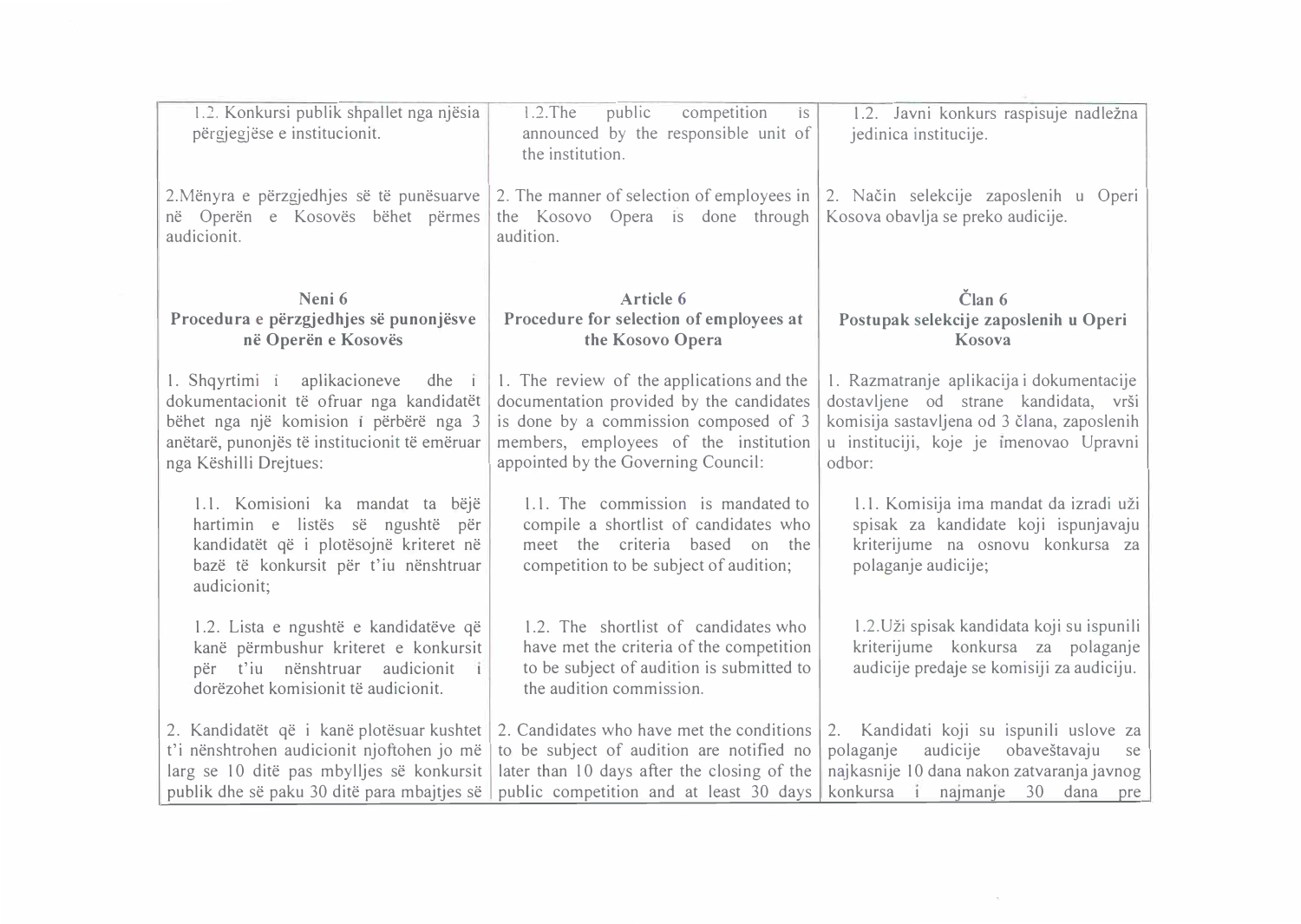| | | |
|---|---|---|
| 1.2. Konkursi publik shpallet nga njësia përgjegjëse e institucionit. | 1.2.The public competition is announced by the responsible unit of the institution. | 1.2. Javni konkurs raspisuje nadležna jedinica institucije. |
| 2.Mënyra e përzgjedhjes së të punësuarve në Operën e Kosovës bëhet përmes audicionit. | 2. The manner of selection of employees in the Kosovo Opera is done through audition. | 2. Način selekcije zaposlenih u Operi Kosova obavlja se preko audicije. |
| **Neni 6**<br>**Procedura e përzgjedhjes së punonjësve në Operën e Kosovës** | **Article 6**<br>**Procedure for selection of employees at the Kosovo Opera** | **Član 6**<br>**Postupak selekcije zaposlenih u Operi Kosova** |
| 1. Shqyrtimi i aplikacioneve dhe i dokumentacionit të ofruar nga kandidatët bëhet nga një komision i përbërë nga 3 anëtarë, punonjës të institucionit të emëruar nga Këshilli Drejtues: | 1. The review of the applications and the documentation provided by the candidates is done by a commission composed of 3 members, employees of the institution appointed by the Governing Council: | 1. Razmatranje aplikacija i dokumentacije dostavljene od strane kandidata, vrši komisija sastavljena od 3 člana, zaposlenih u instituciji, koje je imenovao Upravni odbor: |
| 1.1. Komisioni ka mandat ta bëjë hartimin e listës së ngushtë për kandidatët që i plotësojnë kriteret në bazë të konkursit për t'iu nënshtruar audicionit; | 1.1. The commission is mandated to compile a shortlist of candidates who meet the criteria based on the competition to be subject of audition; | 1.1. Komisija ima mandat da izradi uži spisak za kandidate koji ispunjavaju kriterijume na osnovu konkursa za polaganje audicije; |
| 1.2. Lista e ngushtë e kandidatëve që kanë përmbushur kriteret e konkursit për t'iu nënshtruar audicionit i dorëzohet komisionit të audicionit. | 1.2. The shortlist of candidates who have met the criteria of the competition to be subject of audition is submitted to the audition commission. | 1.2.Uži spisak kandidata koji su ispunili kriterijume konkursa za polaganje audicije predaje se komisiji za audiciju. |
| 2. Kandidatët që i kanë plotësuar kushtet t'i nënshtrohen audicionit njoftohen jo më larg se 10 ditë pas mbylljes së konkursit publik dhe së paku 30 ditë para mbajtjes së | 2. Candidates who have met the conditions to be subject of audition are notified no later than 10 days after the closing of the public competition and at least 30 days | 2. Kandidati koji su ispunili uslove za polaganje audicije obaveštavaju se najkasnije 10 dana nakon zatvaranja javnog konkursa i najmanje 30 dana pre |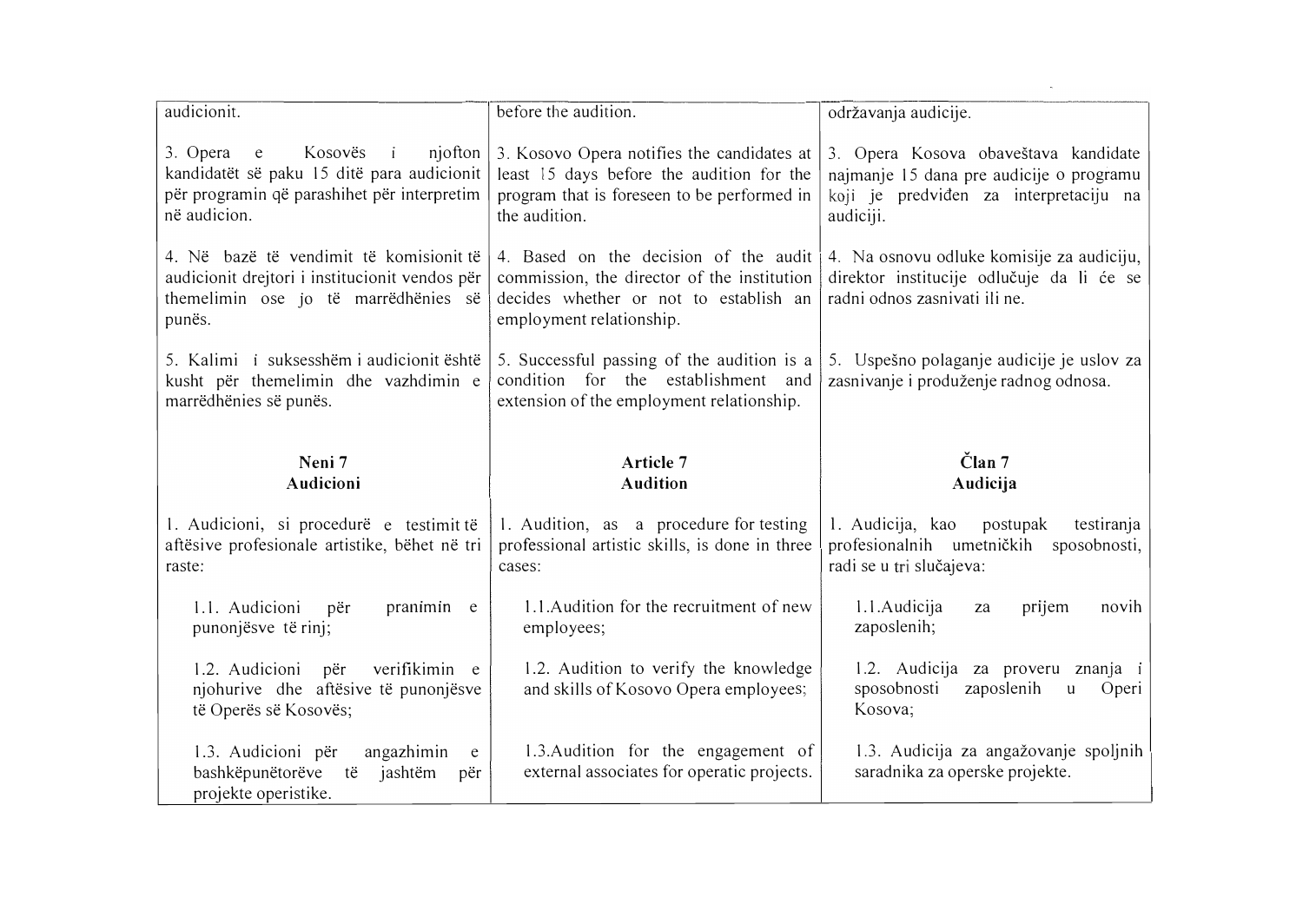| | | |
|---|---|---|
| audicionit. | before the audition. | održavanja audicije. |
| 3. Opera e Kosovës i njofton kandidatët së paku 15 ditë para audicionit për programin që parashihet për interpretim në audicion. | 3. Kosovo Opera notifies the candidates at least 15 days before the audition for the program that is foreseen to be performed in the audition. | 3. Opera Kosova obaveštava kandidate najmanje 15 dana pre audicije o programu koji je predviđen za interpretaciju na audiciji. |
| 4. Në bazë të vendimit të komisionit të audicionit drejtori i institucionit vendos për themelimin ose jo të marrëdhënies së punës. | 4. Based on the decision of the audit commission, the director of the institution decides whether or not to establish an employment relationship. | 4. Na osnovu odluke komisije za audiciju, direktor institucije odlučuje da li će se radni odnos zasnivati ili ne. |
| 5. Kalimi i suksesshëm i audicionit është kusht për themelimin dhe vazhdimin e marrëdhënies së punës. | 5. Successful passing of the audition is a condition for the establishment and extension of the employment relationship. | 5. Uspešno polaganje audicije je uslov za zasnivanje i produženje radnog odnosa. |
| **Neni 7**<br>**Audicioni** | **Article 7**<br>**Audition** | **Član 7**<br>**Audicija** |
| 1. Audicioni, si procedurë e testimit të aftësive profesionale artistike, bëhet në tri raste: | 1. Audition, as a procedure for testing professional artistic skills, is done in three cases: | 1. Audicija, kao postupak testiranja profesionalnih umetničkih sposobnosti, radi se u tri slučajeva: |
| 1.1. Audicioni për pranimin e punonjësve të rinj; | 1.1. Audition for the recruitment of new employees; | 1.1. Audicija za prijem novih zaposlenih; |
| 1.2. Audicioni për verifikimin e njohurive dhe aftësive të punonjësve të Operës së Kosovës; | 1.2. Audition to verify the knowledge and skills of Kosovo Opera employees; | 1.2. Audicija za proveru znanja i sposobnosti zaposlenih u Operi Kosova; |
| 1.3. Audicioni për angazhimin e bashkëpunëtorëve të jashtëm për projekte operistike. | 1.3. Audition for the engagement of external associates for operatic projects. | 1.3. Audicija za angažovanje spoljnih saradnika za operske projekte. |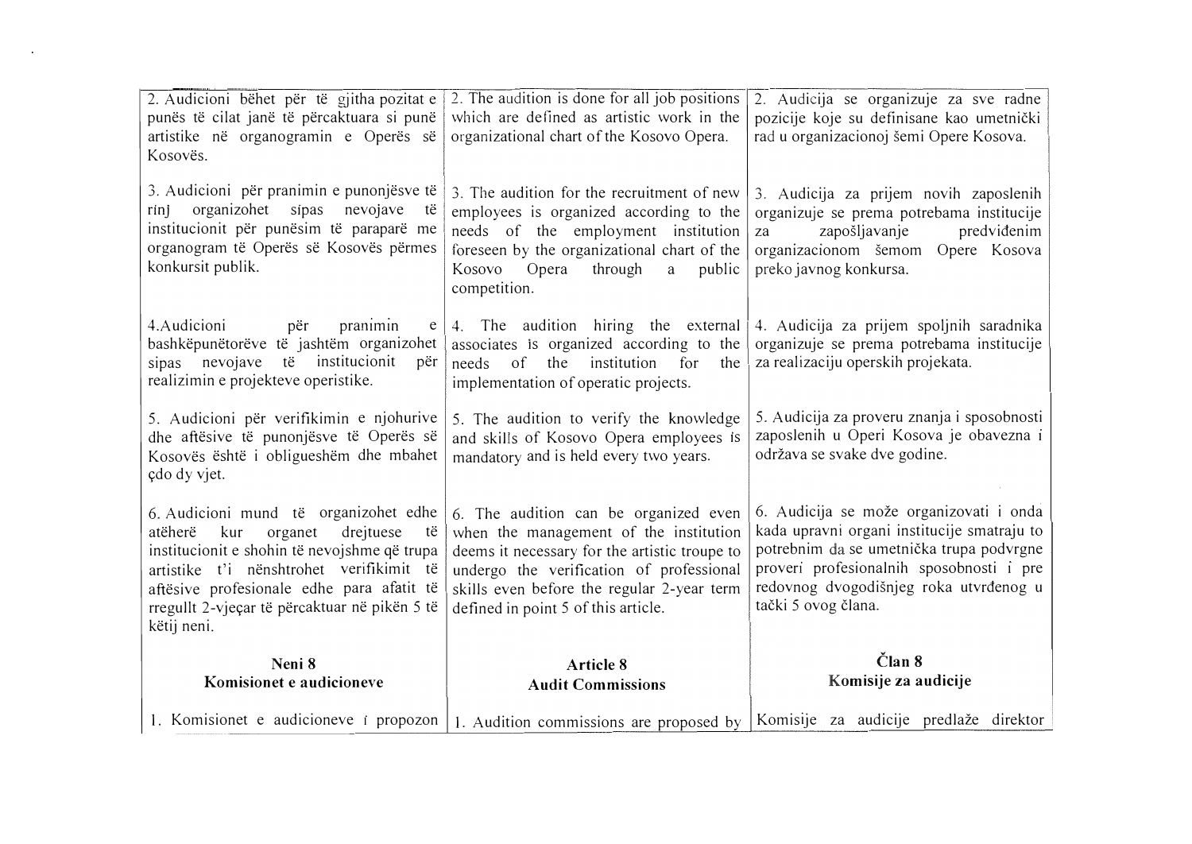| | | |
|---|---|---|
| 2. Audicioni bëhet për të gjitha pozitat e punës të cilat janë të përcaktuara si punë artistike në organogramin e Operës së Kosovës. | 2. The audition is done for all job positions which are defined as artistic work in the organizational chart of the Kosovo Opera. | 2. Audicija se organizuje za sve radne pozicije koje su definisane kao umetnički rad u organizacionoj šemi Opere Kosova. |
| 3. Audicioni për pranimin e punonjësve të rinj organizohet sipas nevojave të institucionit për punësim të paraparë me organogram të Operës së Kosovës përmes konkursit publik. | 3. The audition for the recruitment of new employees is organized according to the needs of the employment institution foreseen by the organizational chart of the Kosovo Opera through a public competition. | 3. Audicija za prijem novih zaposlenih organizuje se prema potrebama institucije za zapošljavanje predviđenim organizacionom šemom Opere Kosova preko javnog konkursa. |
| 4.Audicioni për pranimin e bashkëpunëtorëve të jashtëm organizohet sipas nevojave të institucionit për realizimin e projekteve operistike. | 4. The audition hiring the external associates is organized according to the needs of the institution for the implementation of operatic projects. | 4. Audicija za prijem spoljnih saradnika organizuje se prema potrebama institucije za realizaciju operskih projekata. |
| 5. Audicioni për verifikimin e njohurive dhe aftësive të punonjësve të Operës së Kosovës është i obligueshëm dhe mbahet çdo dy vjet. | 5. The audition to verify the knowledge and skills of Kosovo Opera employees is mandatory and is held every two years. | 5. Audicija za proveru znanja i sposobnosti zaposlenih u Operi Kosova je obavezna i održava se svake dve godine. |
| 6. Audicioni mund të organizohet edhe atëherë kur organet drejtuese të institucionit e shohin të nevojshme që trupa artistike t'i nënshtrohet verifikimit të aftësive profesionale edhe para afatit të rregullt 2-vjeçar të përcaktuar në pikën 5 të këtij neni. | 6. The audition can be organized even when the management of the institution deems it necessary for the artistic troupe to undergo the verification of professional skills even before the regular 2-year term defined in point 5 of this article. | 6. Audicija se može organizovati i onda kada upravni organi institucije smatraju to potrebnim da se umetnička trupa podvrgne proveri profesionalnih sposobnosti i pre redovnog dvogodišnjeg roka utvrđenog u tački 5 ovog člana. |
| **Neni 8**<br>**Komisionet e audicioneve** | **Article 8**<br>**Audit Commissions** | **Član 8**<br>**Komisije za audicije** |
| 1. Komisionet e audicioneve i propozon | 1. Audition commissions are proposed by | Komisije za audicije predlaže direktor |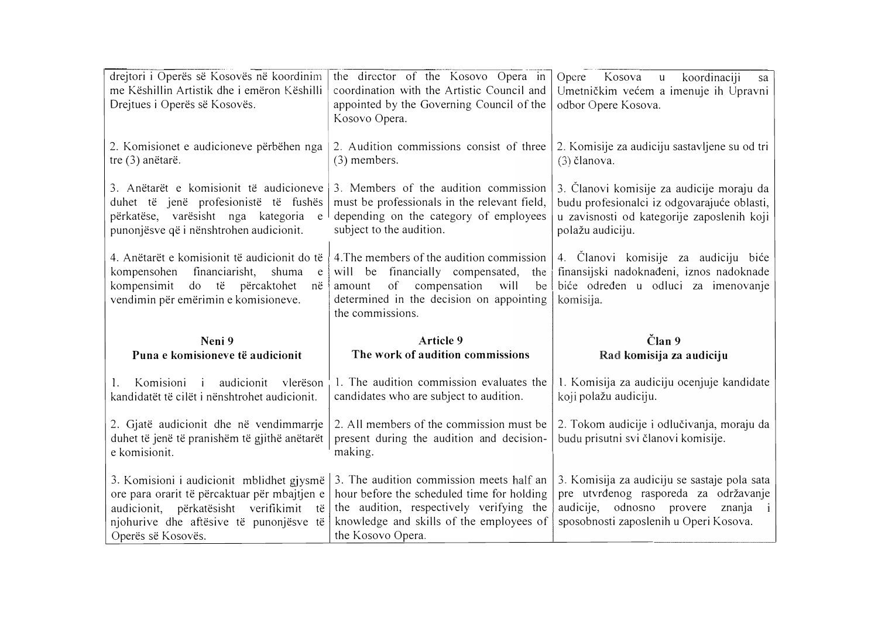| | | |
|---|---|---|
| drejtori i Operës së Kosovës në koordinim me Këshillin Artistik dhe i emëron Këshilli Drejtues i Operës së Kosovës. | the director of the Kosovo Opera in coordination with the Artistic Council and appointed by the Governing Council of the Kosovo Opera. | Opere Kosova u koordinaciji sa Umetničkim većem a imenuje ih Upravni odbor Opere Kosova. |
| 2. Komisionet e audicioneve përbëhen nga tre (3) anëtarë. | 2. Audition commissions consist of three (3) members. | 2. Komisije za audiciju sastavljene su od tri (3) člana. |
| 3. Anëtarët e komisionit të audicioneve duhet të jenë profesionistë të fushës përkatëse, varësisht nga kategoria e punonjësve që i nënshtrohen audicionit. | 3. Members of the audition commission must be professionals in the relevant field, depending on the category of employees subject to the audition. | 3. Članovi komisije za audicije moraju da budu profesionalci iz odgovarajuće oblasti, u zavisnosti od kategorije zaposlenih koji polažu audiciju. |
| 4. Anëtarët e komisionit të audicionit do të kompensohen financiarisht, shuma e kompensimit do të përcaktohet në vendimin për emërimin e komisioneve. | 4.The members of the audition commission will be financially compensated, the amount of compensation will be determined in the decision on appointing the commissions. | 4. Članovi komisije za audiciju biće finansijski nadoknađeni, iznos nadoknade biće određen u odluci za imenovanje komisija. |
| **Neni 9**<br>**Puna e komisioneve të audicionit** | **Article 9**<br>**The work of audition commissions** | **Član 9**<br>**Rad komisija za audiciju** |
| 1. Komisioni i audicionit vlerëson kandidatët të cilët i nënshtrohet audicionit. | 1. The audition commission evaluates the candidates who are subject to audition. | 1. Komisija za audiciju ocenjuje kandidate koji polažu audiciju. |
| 2. Gjatë audicionit dhe në vendimmarrje duhet të jenë të pranishëm të gjithë anëtarët e komisionit. | 2. All members of the commission must be present during the audition and decision-making. | 2. Tokom audicije i odlučivanja, moraju da budu prisutni svi članovi komisije. |
| 3. Komisioni i audicionit mblidhet gjysmë ore para orarit të përcaktuar për mbajtjen e audicionit, përkatësisht verifikimit të njohurive dhe aftësive të punonjësve të Operës së Kosovës. | 3. The audition commission meets half an hour before the scheduled time for holding the audition, respectively verifying the knowledge and skills of the employees of the Kosovo Opera. | 3. Komisija za audiciju se sastaje pola sata pre utvrđenog rasporeda za održavanje audicije, odnosno provere znanja i sposobnosti zaposlenih u Operi Kosova. |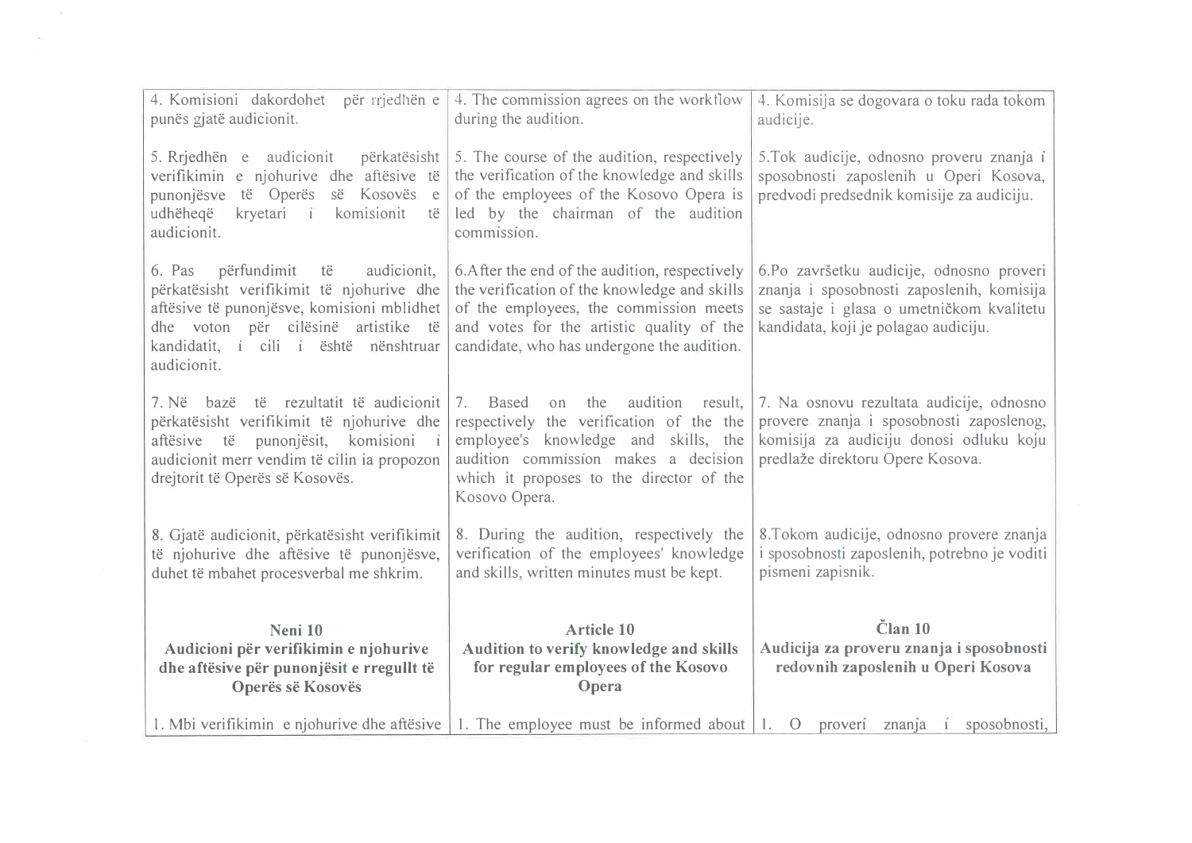| | | |
|---|---|---|
| 4. Komisioni dakordohet për rrjedhën e punës gjatë audicionit. | 4. The commission agrees on the workflow during the audition. | 4. Komisija se dogovara o toku rada tokom audicije. |
| 5. Rrjedhën e audicionit përkatësisht verifikimin e njohurive dhe aftësive të punonjësve të Operës së Kosovës e udhëheqë kryetari i komisionit të audicionit. | 5. The course of the audition, respectively the verification of the knowledge and skills of the employees of the Kosovo Opera is led by the chairman of the audition commission. | 5.Tok audicije, odnosno proveru znanja i sposobnosti zaposlenih u Operi Kosova, predvodi predsednik komisije za audiciju. |
| 6. Pas përfundimit të audicionit, përkatësisht verifikimit të njohurive dhe aftësive të punonjësve, komisioni mblidhet dhe voton për cilësinë artistike të kandidatit, i cili i është nënshtruar audicionit. | 6.After the end of the audition, respectively the verification of the knowledge and skills of the employees, the commission meets and votes for the artistic quality of the candidate, who has undergone the audition. | 6.Po završetku audicije, odnosno proveri znanja i sposobnosti zaposlenih, komisija se sastaje i glasa o umetničkom kvalitetu kandidata, koji je polagao audiciju. |
| 7. Në bazë të rezultatit të audicionit përkatësisht verifikimit të njohurive dhe aftësive të punonjësit, komisioni i audicionit merr vendim të cilin ia propozon drejtorit të Operës së Kosovës. | 7. Based on the audition result, respectively the verification of the the employee's knowledge and skills, the audition commission makes a decision which it proposes to the director of the Kosovo Opera. | 7. Na osnovu rezultata audicije, odnosno provere znanja i sposobnosti zaposlenog, komisija za audiciju donosi odluku koju predlaže direktoru Opere Kosova. |
| 8. Gjatë audicionit, përkatësisht verifikimit të njohurive dhe aftësive të punonjësve, duhet të mbahet procesverbal me shkrim. | 8. During the audition, respectively the verification of the employees' knowledge and skills, written minutes must be kept. | 8.Tokom audicije, odnosno provere znanja i sposobnosti zaposlenih, potrebno je voditi pismeni zapisnik. |
| **Neni 10**<br>**Audicioni për verifikimin e njohurive dhe aftësive për punonjësit e rregullt të Operës së Kosovës** | **Article 10**<br>**Audition to verify knowledge and skills for regular employees of the Kosovo Opera** | **Član 10**<br>**Audicija za proveru znanja i sposobnosti redovnih zaposlenih u Operi Kosova** |
| 1. Mbi verifikimin e njohurive dhe aftësive | 1. The employee must be informed about | 1. O proveri znanja i sposobnosti, |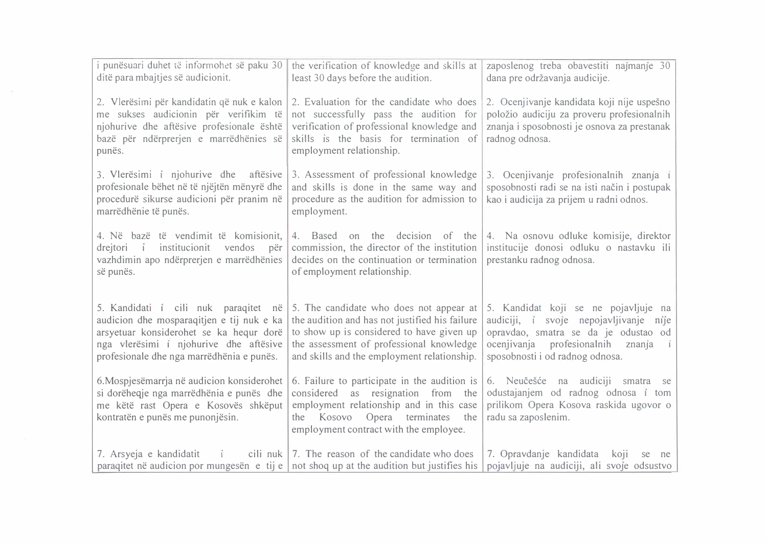| i punësuari duhet të informohet së paku 30 ditë para mbajtjes së audicionit. | the verification of knowledge and skills at least 30 days before the audition. | zaposlenog treba obavestiti najmanje 30 dana pre održavanja audicije. |
|---|---|---|
| 2. Vlerësimi për kandidatin që nuk e kalon me sukses audicionin për verifikim të njohurive dhe aftësive profesionale është bazë për ndërprerjen e marrëdhënies së punës. | 2. Evaluation for the candidate who does not successfully pass the audition for verification of professional knowledge and skills is the basis for termination of employment relationship. | 2. Ocenjivanje kandidata koji nije uspešno položio audiciju za proveru profesionalnih znanja i sposobnosti je osnova za prestanak radnog odnosa. |
| 3. Vlerësimi i njohurive dhe aftësive profesionale bëhet në të njëjtën mënyrë dhe procedurë sikurse audicioni për pranim në marrëdhënie të punës. | 3. Assessment of professional knowledge and skills is done in the same way and procedure as the audition for admission to employment. | 3. Ocenjivanje profesionalnih znanja i sposobnosti radi se na isti način i postupak kao i audicija za prijem u radni odnos. |
| 4. Në bazë të vendimit të komisionit, drejtori i institucionit vendos për vazhdimin apo ndërprerjen e marrëdhënies së punës. | 4. Based on the decision of the commission, the director of the institution decides on the continuation or termination of employment relationship. | 4. Na osnovu odluke komisije, direktor institucije donosi odluku o nastavku ili prestanku radnog odnosa. |
| 5. Kandidati i cili nuk paraqitet në audicion dhe mosparaqitjen e tij nuk e ka arsyetuar konsiderohet se ka hequr dorë nga vlerësimi i njohurive dhe aftësive profesionale dhe nga marrëdhënia e punës. | 5. The candidate who does not appear at the audition and has not justified his failure to show up is considered to have given up the assessment of professional knowledge and skills and the employment relationship. | 5. Kandidat koji se ne pojavljuje na audiciji, i svoje nepojavljivanje nije opravdao, smatra se da je odustao od ocenjivanja profesionalnih znanja i sposobnosti i od radnog odnosa. |
| 6.Mospjesëmarrja në audicion konsiderohet si dorëheqje nga marrëdhënia e punës dhe me këtë rast Opera e Kosovës shkëput kontratën e punës me punonjësin. | 6. Failure to participate in the audition is considered as resignation from the employment relationship and in this case the Kosovo Opera terminates the employment contract with the employee. | 6. Neučešće na audiciji smatra se odustajanjem od radnog odnosa i tom prilikom Opera Kosova raskida ugovor o radu sa zaposlenim. |
| 7. Arsyeja e kandidatit i cili nuk paraqitet në audicion por mungesën e tij e | 7. The reason of the candidate who does not shoq up at the audition but justifies his | 7. Opravdanje kandidata koji se ne pojavljuje na audiciji, ali svoje odsustvo |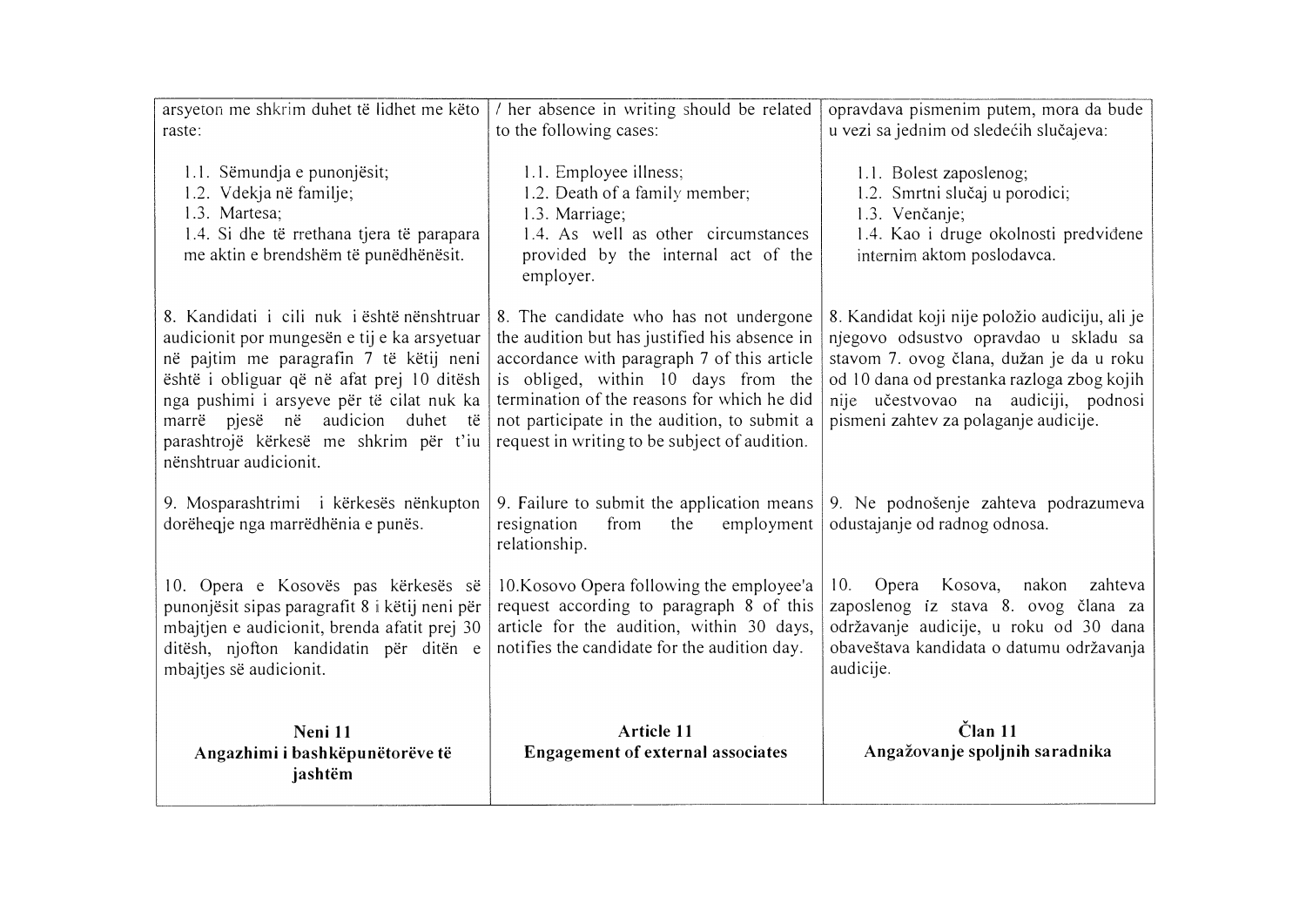| arsyeton me shkrim duhet të lidhet me këto raste:<br><br>1.1. Sëmundja e punonjësit;<br>1.2. Vdekja në familje;<br>1.3. Martesa;<br>1.4. Si dhe të rrethana tjera të parapara me aktin e brendshëm të punëdhënësit. | / her absence in writing should be related to the following cases:<br><br>1.1. Employee illness;<br>1.2. Death of a family member;<br>1.3. Marriage;<br>1.4. As well as other circumstances provided by the internal act of the employer. | opravdava pismenim putem, mora da bude u vezi sa jednim od sledećih slučajeva:<br><br>1.1. Bolest zaposlenog;<br>1.2. Smrtni slučaj u porodici;<br>1.3. Venčanje;<br>1.4. Kao i druge okolnosti predviđene internim aktom poslodavca. |
|---|---|---|
| 8. Kandidati i cili nuk i është nënshtruar audicionit por mungesën e tij e ka arsyetuar në pajtim me paragrafin 7 të këtij neni është i obliguar që në afat prej 10 ditësh nga pushimi i arsyeve për të cilat nuk ka marrë pjesë në audicion duhet të parashtrojë kërkesë me shkrim për t'iu nënshtruar audicionit. | 8. The candidate who has not undergone the audition but has justified his absence in accordance with paragraph 7 of this article is obliged, within 10 days from the termination of the reasons for which he did not participate in the audition, to submit a request in writing to be subject of audition. | 8. Kandidat koji nije položio audiciju, ali je njegovo odsustvo opravdao u skladu sa stavom 7. ovog člana, dužan je da u roku od 10 dana od prestanka razloga zbog kojih nije učestvovao na audiciji, podnosi pismeni zahtev za polaganje audicije. |
| 9. Mosparashtrimi i kërkesës nënkupton dorëheqje nga marrëdhënia e punës. | 9. Failure to submit the application means resignation from the employment relationship. | 9. Ne podnošenje zahteva podrazumeva odustajanje od radnog odnosa. |
| 10. Opera e Kosovës pas kërkesës së punonjësit sipas paragrafit 8 i këtij neni për mbajtjen e audicionit, brenda afatit prej 30 ditësh, njofton kandidatin për ditën e mbajtjes së audicionit. | 10.Kosovo Opera following the employee'a request according to paragraph 8 of this article for the audition, within 30 days, notifies the candidate for the audition day. | 10. Opera Kosova, nakon zahteva zaposlenog iz stava 8. ovog člana za održavanje audicije, u roku od 30 dana obaveštava kandidata o datumu održavanja audicije. |
| **Neni 11**<br>**Angazhimi i bashkëpunëtorëve të jashtëm** | **Article 11**<br>**Engagement of external associates** | **Član 11**<br>**Angažovanje spoljnih saradnika** |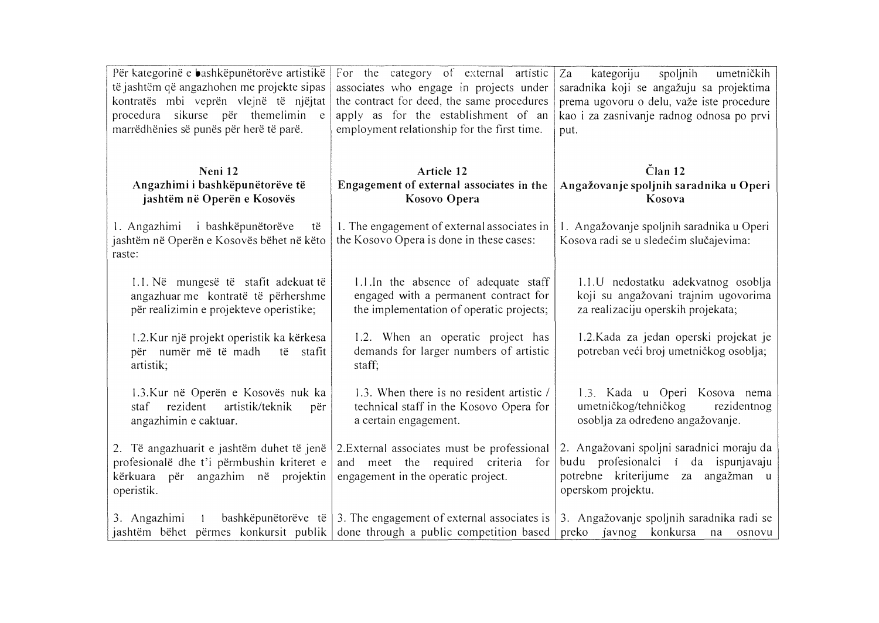| | | |
|---|---|---|
| Për kategorinë e bashkëpunëtorëve artistikë të jashtëm që angazhohen me projekte sipas kontratës mbi veprën vlejnë të njëjtat procedura sikurse për themelimin e marrëdhënies së punës për herë të parë. | For the category of external artistic associates who engage in projects under the contract for deed, the same procedures apply as for the establishment of an employment relationship for the first time. | Za kategoriju spoljnih umetničkih saradnika koji se angažuju sa projektima prema ugovoru o delu, važe iste procedure kao i za zasnivanje radnog odnosa po prvi put. |
| **Neni 12**<br>**Angazhimi i bashkëpunëtorëve të jashtëm në Operën e Kosovës** | **Article 12**<br>**Engagement of external associates in the Kosovo Opera** | **Član 12**<br>**Angažovanje spoljnih saradnika u Operi Kosova** |
| 1. Angazhimi i bashkëpunëtorëve të jashtëm në Operën e Kosovës bëhet në këto raste: | 1. The engagement of external associates in the Kosovo Opera is done in these cases: | 1. Angažovanje spoljnih saradnika u Operi Kosova radi se u sledećim slučajevima: |
| 1.1. Në mungesë të stafit adekuat të angazhuar me kontratë të përhershme për realizimin e projekteve operistike; | 1.1.In the absence of adequate staff engaged with a permanent contract for the implementation of operatic projects; | 1.1.U nedostatku adekvatnog osoblja koji su angažovani trajnim ugovorima za realizaciju operskih projekata; |
| 1.2.Kur një projekt operistik ka kërkesa për numër më të madh të stafit artistik; | 1.2. When an operatic project has demands for larger numbers of artistic staff; | 1.2.Kada za jedan operski projekat je potreban veći broj umetničkog osoblja; |
| 1.3.Kur në Operën e Kosovës nuk ka staf rezident artistik/teknik për angazhimin e caktuar. | 1.3. When there is no resident artistic / technical staff in the Kosovo Opera for a certain engagement. | 1.3. Kada u Operi Kosova nema umetničkog/tehničkog rezidentnog osoblja za određeno angažovanje. |
| 2. Të angazhuarit e jashtëm duhet të jenë profesionalë dhe t'i përmbushin kriteret e kërkuara për angazhim në projektin operistik. | 2.External associates must be professional and meet the required criteria for engagement in the operatic project. | 2. Angažovani spoljni saradnici moraju da budu profesionalci i da ispunjavaju potrebne kriterijume za angažman u operskom projektu. |
| 3. Angazhimi i bashkëpunëtorëve të jashtëm bëhet përmes konkursit publik | 3. The engagement of external associates is done through a public competition based | 3. Angažovanje spoljnih saradnika radi se preko javnog konkursa na osnovu |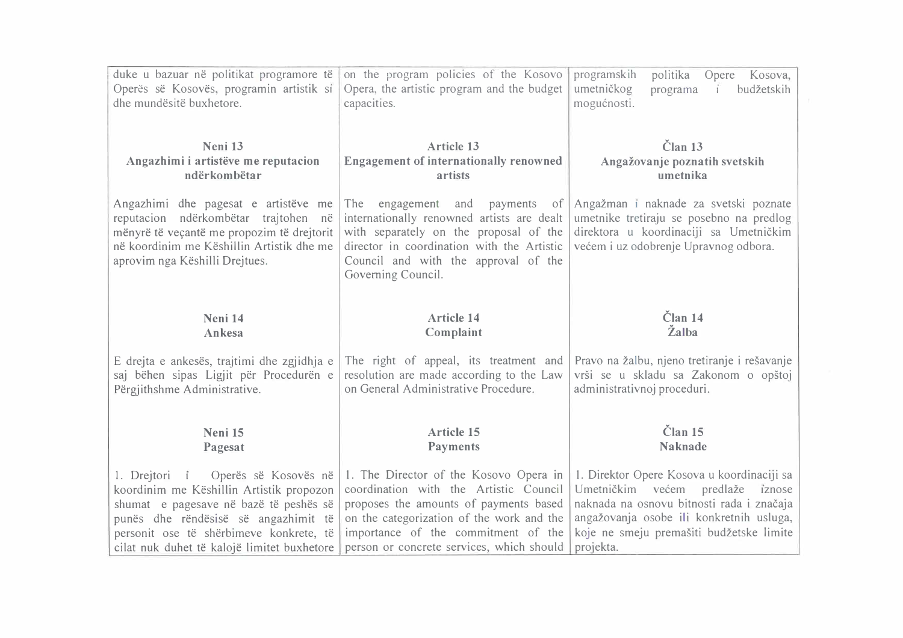| | | |
|---|---|---|
| duke u bazuar në politikat programore të Operës së Kosovës, programin artistik si dhe mundësitë buxhetore. | on the program policies of the Kosovo Opera, the artistic program and the budget capacities. | programskih politika Opere Kosova, umetničkog programa i budžetskih mogućnosti. |
| **Neni 13**<br>**Angazhimi i artistëve me reputacion ndërkombëtar** | **Article 13**<br>**Engagement of internationally renowned artists** | **Član 13**<br>**Angažovanje poznatih svetskih umetnika** |
| Angazhimi dhe pagesat e artistëve me reputacion ndërkombëtar trajtohen në mënyrë të veçantë me propozim të drejtorit në koordinim me Këshillin Artistik dhe me aprovim nga Këshilli Drejtues. | The engagement and payments of internationally renowned artists are dealt with separately on the proposal of the director in coordination with the Artistic Council and with the approval of the Governing Council. | Angažman i naknade za svetski poznate umetnike tretiraju se posebno na predlog direktora u koordinaciji sa Umetničkim većem i uz odobrenje Upravnog odbora. |
| **Neni 14**<br>**Ankesa** | **Article 14**<br>**Complaint** | **Član 14**<br>**Žalba** |
| E drejta e ankesës, trajtimi dhe zgjidhja e saj bëhen sipas Ligjit për Procedurën e Përgjithshme Administrative. | The right of appeal, its treatment and resolution are made according to the Law on General Administrative Procedure. | Pravo na žalbu, njeno tretiranje i rešavanje vrši se u skladu sa Zakonom o opštoj administrativnoj proceduri. |
| **Neni 15**<br>**Pagesat** | **Article 15**<br>**Payments** | **Član 15**<br>**Naknade** |
| 1. Drejtori i Operës së Kosovës në koordinim me Këshillin Artistik propozon shumat e pagesave në bazë të peshës së punës dhe rëndësisë së angazhimit të personit ose të shërbimeve konkrete, të cilat nuk duhet të kalojë limitet buxhetore | 1. The Director of the Kosovo Opera in coordination with the Artistic Council proposes the amounts of payments based on the categorization of the work and the importance of the commitment of the person or concrete services, which should | 1. Direktor Opere Kosova u koordinaciji sa Umetničkim većem predlaže iznose naknada na osnovu bitnosti rada i značaja angažovanja osobe ili konkretnih usluga, koje ne smeju premašiti budžetske limite projekta. |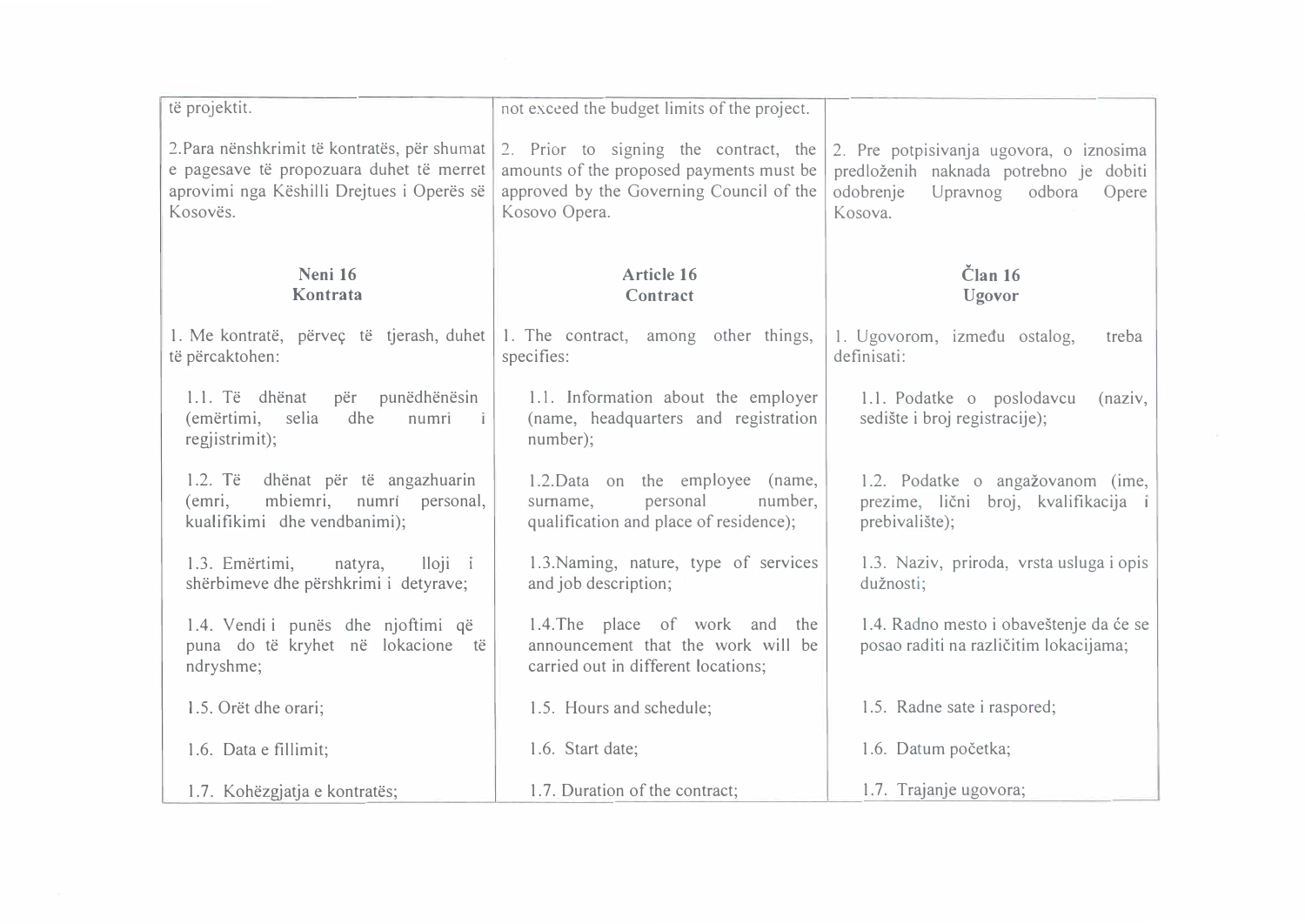| | | |
|---|---|---|
| të projektit. | not exceed the budget limits of the project. | |
| 2.Para nënshkrimit të kontratës, për shumat e pagesave të propozuara duhet të merret aprovimi nga Këshilli Drejtues i Operës së Kosovës. | 2. Prior to signing the contract, the amounts of the proposed payments must be approved by the Governing Council of the Kosovo Opera. | 2. Pre potpisivanja ugovora, o iznosima predloženih naknada potrebno je dobiti odobrenje Upravnog odbora Opere Kosova. |
| **Neni 16**<br>**Kontrata** | **Article 16**<br>**Contract** | **Član 16**<br>**Ugovor** |
| 1. Me kontratë, përveç të tjerash, duhet të përcaktohen: | 1. The contract, among other things, specifies: | 1. Ugovorom, između ostalog, treba definisati: |
| 1.1. Të dhënat për punëdhënësin (emërtimi, selia dhe numri i regjistrimit); | 1.1. Information about the employer (name, headquarters and registration number); | 1.1. Podatke o poslodavcu (naziv, sedište i broj registracije); |
| 1.2. Të dhënat për të angazhuarin (emri, mbiemri, numri personal, kualifikimi dhe vendbanimi); | 1.2.Data on the employee (name, surname, personal number, qualification and place of residence); | 1.2. Podatke o angažovanom (ime, prezime, lični broj, kvalifikacija i prebivalište); |
| 1.3. Emërtimi, natyra, lloji i shërbimeve dhe përshkrimi i detyrave; | 1.3.Naming, nature, type of services and job description; | 1.3. Naziv, priroda, vrsta usluga i opis dužnosti; |
| 1.4. Vendi i punës dhe njoftimi që puna do të kryhet në lokacione të ndryshme; | 1.4.The place of work and the announcement that the work will be carried out in different locations; | 1.4. Radno mesto i obaveštenje da će se posao raditi na različitim lokacijama; |
| 1.5. Orët dhe orari; | 1.5. Hours and schedule; | 1.5. Radne sate i raspored; |
| 1.6. Data e fillimit; | 1.6. Start date; | 1.6. Datum početka; |
| 1.7. Kohëzgjatja e kontratës; | 1.7. Duration of the contract; | 1.7. Trajanje ugovora; |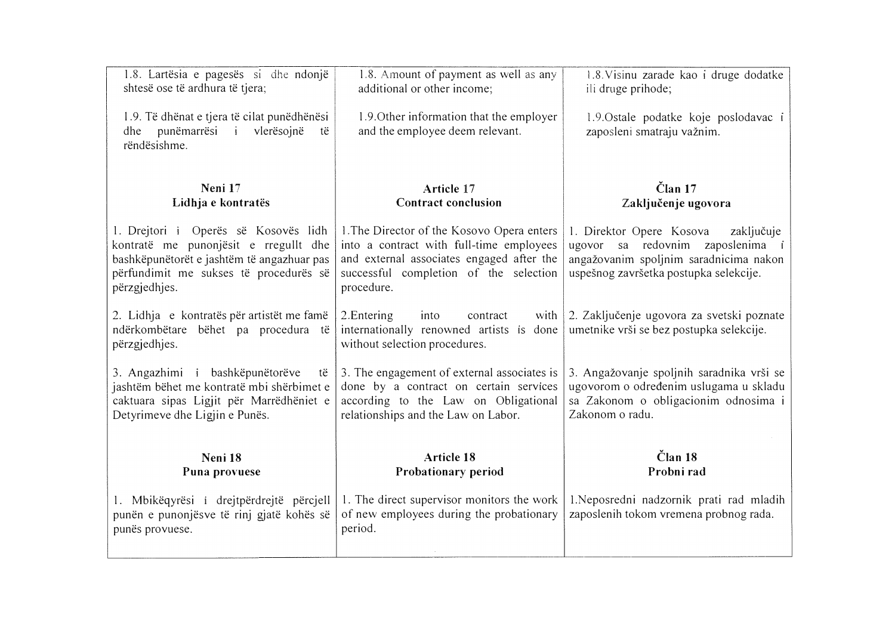| | | |
|---|---|---|
| 1.8. Lartësia e pagesës si dhe ndonjë shtesë ose të ardhura të tjera; | 1.8. Amount of payment as well as any additional or other income; | 1.8.Visinu zarade kao i druge dodatke ili druge prihode; |
| 1.9. Të dhënat e tjera të cilat punëdhënësi dhe punëmarrësi i vlerësojnë të rëndësishme. | 1.9.Other information that the employer and the employee deem relevant. | 1.9.Ostale podatke koje poslodavac i zaposleni smatraju važnim. |
| **Neni 17**<br>**Lidhja e kontratës** | **Article 17**<br>**Contract conclusion** | **Član 17**<br>**Zaključenje ugovora** |
| 1. Drejtori i Operës së Kosovës lidh kontratë me punonjësit e rregullt dhe bashkëpunëtorët e jashtëm të angazhuar pas përfundimit me sukses të procedurës së përzgjedhjes. | 1.The Director of the Kosovo Opera enters into a contract with full-time employees and external associates engaged after the successful completion of the selection procedure. | 1. Direktor Opere Kosova zaključuje ugovor sa redovnim zaposlenima i angažovanim spoljnim saradnicima nakon uspešnog završetka postupka selekcije. |
| 2. Lidhja e kontratës për artistët me famë ndërkombëtare bëhet pa procedura të përzgjedhjes. | 2.Entering into contract with internationally renowned artists is done without selection procedures. | 2. Zaključenje ugovora za svetski poznate umetnike vrši se bez postupka selekcije. |
| 3. Angazhimi i bashkëpunëtorëve të jashtëm bëhet me kontratë mbi shërbimet e caktuara sipas Ligjit për Marrëdhëniet e Detyrimeve dhe Ligjin e Punës. | 3. The engagement of external associates is done by a contract on certain services according to the Law on Obligational relationships and the Law on Labor. | 3. Angažovanje spoljnih saradnika vrši se ugovorom o određenim uslugama u skladu sa Zakonom o obligacionim odnosima i Zakonom o radu. |
| **Neni 18**<br>**Puna provuese** | **Article 18**<br>**Probationary period** | **Član 18**<br>**Probni rad** |
| 1. Mbikëqyrësi i drejtpërdrejtë përcjell punën e punonjësve të rinj gjatë kohës së punës provuese. | 1. The direct supervisor monitors the work of new employees during the probationary period. | 1.Neposredni nadzornik prati rad mladih zaposlenih tokom vremena probnog rada. |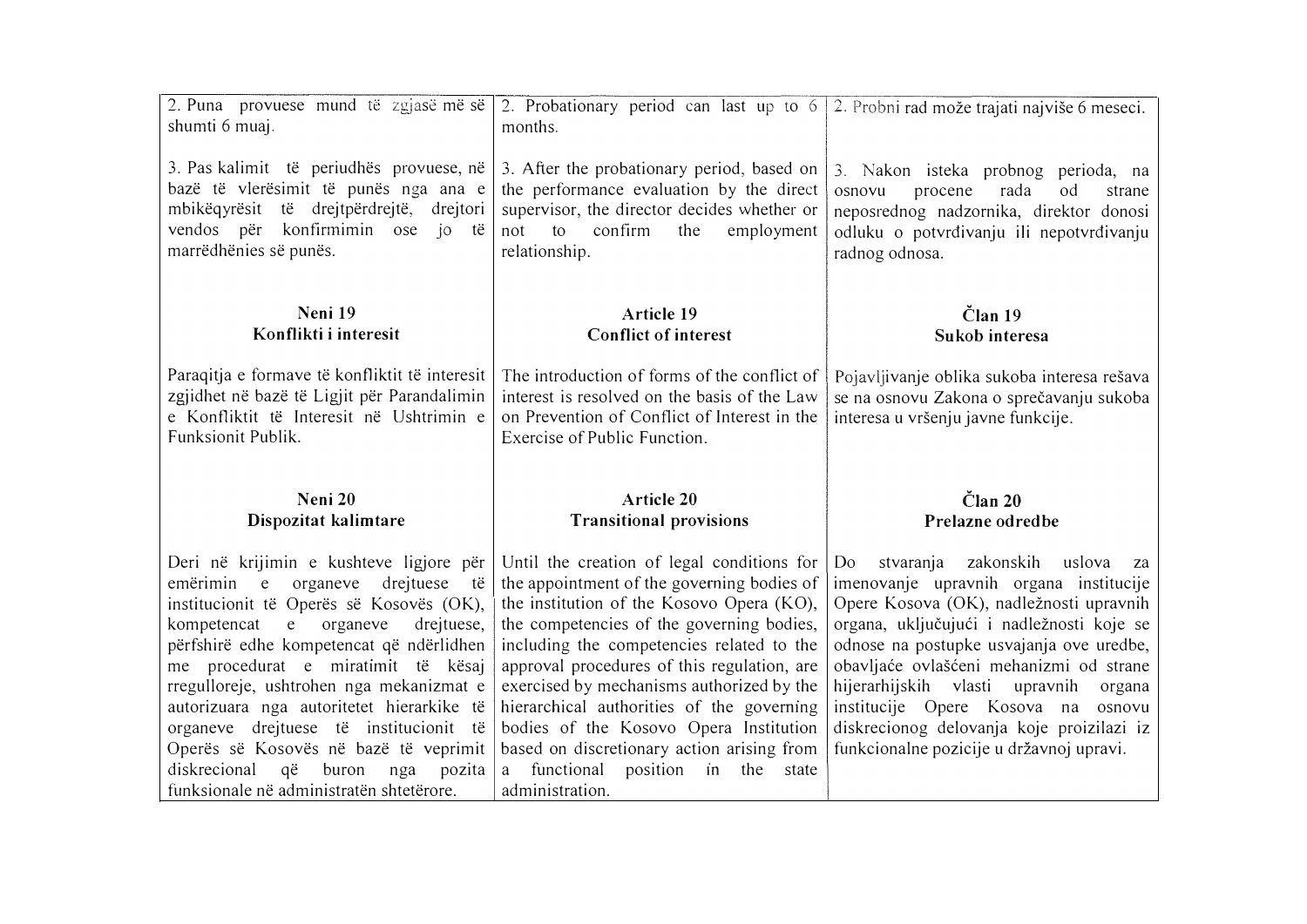| 2. Puna provuese mund të zgjasë më së shumti 6 muaj.<br><br>3. Pas kalimit të periudhës provuese, në bazë të vlerësimit të punës nga ana e mbikëqyrësit të drejtpërdrejtë, drejtori vendos për konfirmimin ose jo të marrëdhënies së punës. | 2. Probationary period can last up to 6 months.<br><br>3. After the probationary period, based on the performance evaluation by the direct supervisor, the director decides whether or not to confirm the employment relationship. | 2. Probni rad može trajati najviše 6 meseci.<br><br>3. Nakon isteka probnog perioda, na osnovu procene rada od strane neposrednog nadzornika, direktor donosi odluku o potvrđivanju ili nepotvrđivanju radnog odnosa. |
|---|---|---|
| **Neni 19**<br>**Konflikti i interesit**<br><br>Paraqitja e formave të konfliktit të interesit zgjidhet në bazë të Ligjit për Parandalimin e Konfliktit të Interesit në Ushtrimin e Funksionit Publik. | **Article 19**<br>**Conflict of interest**<br><br>The introduction of forms of the conflict of interest is resolved on the basis of the Law on Prevention of Conflict of Interest in the Exercise of Public Function. | **Član 19**<br>**Sukob interesa**<br><br>Pojavljivanje oblika sukoba interesa rešava se na osnovu Zakona o sprečavanju sukoba interesa u vršenju javne funkcije. |
| **Neni 20**<br>**Dispozitat kalimtare**<br><br>Deri në krijimin e kushteve ligjore për emërimin e organeve drejtuese të institucionit të Operës së Kosovës (OK), kompetencat e organeve drejtuese, përfshirë edhe kompetencat që ndërlidhen me procedurat e miratimit të kësaj rregulloreje, ushtrohen nga mekanizmat e autorizuara nga autoritetet hierarkike të organeve drejtuese të institucionit të Operës së Kosovës në bazë të veprimit diskrecional që buron nga pozita funksionale në administratën shtetërore. | **Article 20**<br>**Transitional provisions**<br><br>Until the creation of legal conditions for the appointment of the governing bodies of the institution of the Kosovo Opera (KO), the competencies of the governing bodies, including the competencies related to the approval procedures of this regulation, are exercised by mechanisms authorized by the hierarchical authorities of the governing bodies of the Kosovo Opera Institution based on discretionary action arising from a functional position in the state administration. | **Član 20**<br>**Prelazne odredbe**<br><br>Do stvaranja zakonskih uslova za imenovanje upravnih organa institucije Opere Kosova (OK), nadležnosti upravnih organa, uključujući i nadležnosti koje se odnose na postupke usvajanja ove uredbe, obavljaće ovlašćeni mehanizmi od strane hijerarhijskih vlasti upravnih organa institucije Opere Kosova na osnovu diskrecionog delovanja koje proizilazi iz funkcionalne pozicije u državnoj upravi. |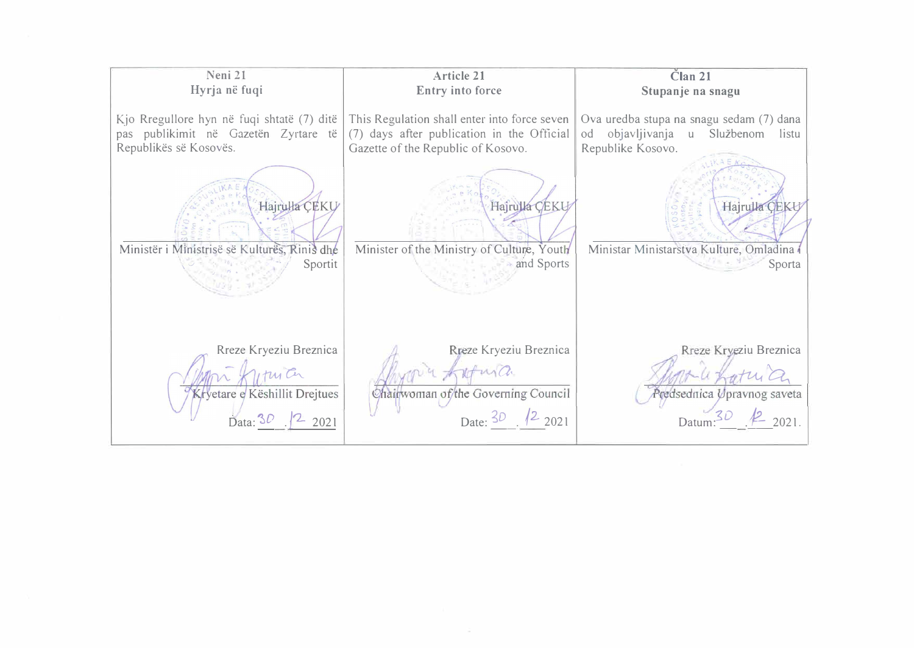| Neni 21<br>Hyrja në fuqi | Article 21<br>Entry into force | Član 21<br>Stupanje na snagu |
|---|---|---|
| Kjo Rregullore hyn në fuqi shtatë (7) ditë pas publikimit në Gazetën Zyrtare të Republikës së Kosovës. | This Regulation shall enter into force seven (7) days after publication in the Official Gazette of the Republic of Kosovo. | Ova uredba stupa na snagu sedam (7) dana od objavljivanja u Službenom listu Republike Kosovo. |
| Hajrulla ÇEKU<br>Ministër i Ministrisë së Kulturës, Rinis dhe Sportit | Hajrulla ÇEKU<br>Minister of the Ministry of Culture, Youth and Sports | Hajrulla ÇEKU<br>Ministar Ministarstva Kulture, Omladina i Sporta |
| Rreze Kryeziu Breznica<br>Kryetare e Këshillit Drejtues<br>Data: 30 . 12 2021 | Rreze Kryeziu Breznica<br>Chairwoman of the Governing Council<br>Date: 30 . 12 2021 | Rreze Kryeziu Breznica<br>Predsednica Upravnog saveta<br>Datum: 30 . 12 2021. |